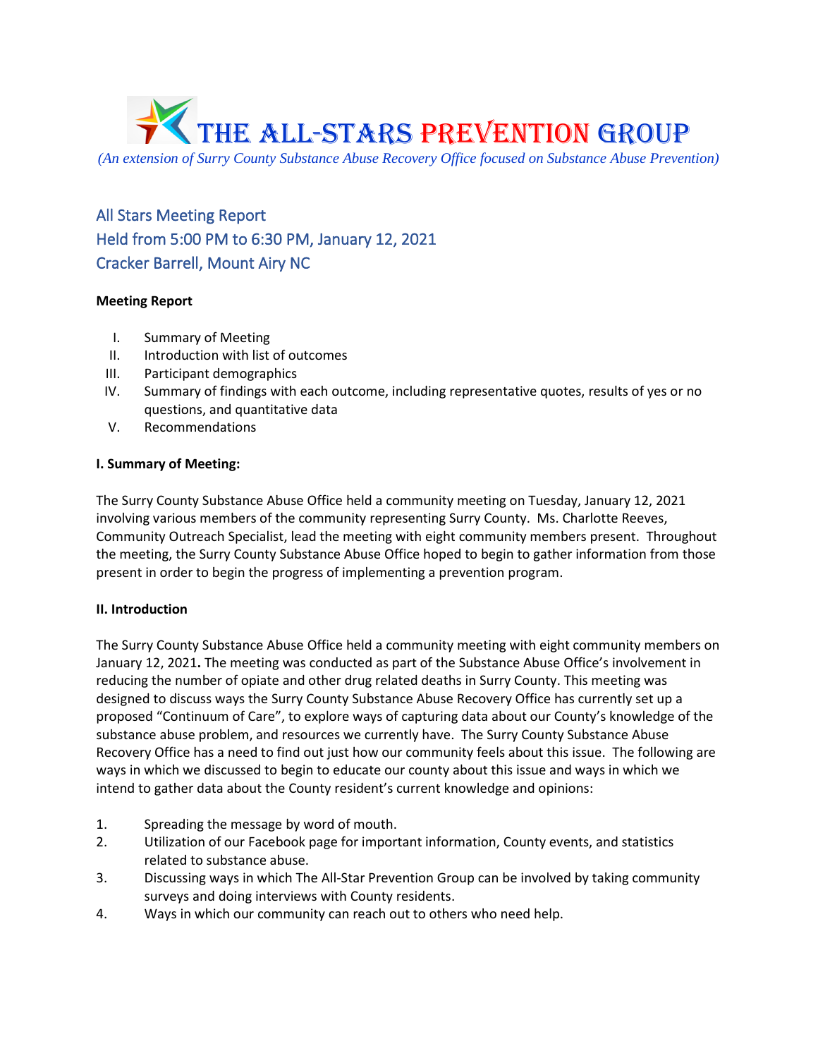# THE ALL-STARS PREVENTION GROUP

*(An extension of Surry County Substance Abuse Recovery Office focused on Substance Abuse Prevention)*

## All Stars Meeting Report
## Held from 5:00 PM to 6:30 PM, January 12, 2021
## Cracker Barrell, Mount Airy NC

**Meeting Report**

I. Summary of Meeting
II. Introduction with list of outcomes
III. Participant demographics
IV. Summary of findings with each outcome, including representative quotes, results of yes or no questions, and quantitative data
V. Recommendations

**I. Summary of Meeting:**

The Surry County Substance Abuse Office held a community meeting on Tuesday, January 12, 2021 involving various members of the community representing Surry County. Ms. Charlotte Reeves, Community Outreach Specialist, lead the meeting with eight community members present. Throughout the meeting, the Surry County Substance Abuse Office hoped to begin to gather information from those present in order to begin the progress of implementing a prevention program.

**II. Introduction**

The Surry County Substance Abuse Office held a community meeting with eight community members on January 12, 2021**.** The meeting was conducted as part of the Substance Abuse Office's involvement in reducing the number of opiate and other drug related deaths in Surry County. This meeting was designed to discuss ways the Surry County Substance Abuse Recovery Office has currently set up a proposed "Continuum of Care", to explore ways of capturing data about our County's knowledge of the substance abuse problem, and resources we currently have. The Surry County Substance Abuse Recovery Office has a need to find out just how our community feels about this issue. The following are ways in which we discussed to begin to educate our county about this issue and ways in which we intend to gather data about the County resident's current knowledge and opinions:

1. Spreading the message by word of mouth.
2. Utilization of our Facebook page for important information, County events, and statistics related to substance abuse.
3. Discussing ways in which The All-Star Prevention Group can be involved by taking community surveys and doing interviews with County residents.
4. Ways in which our community can reach out to others who need help.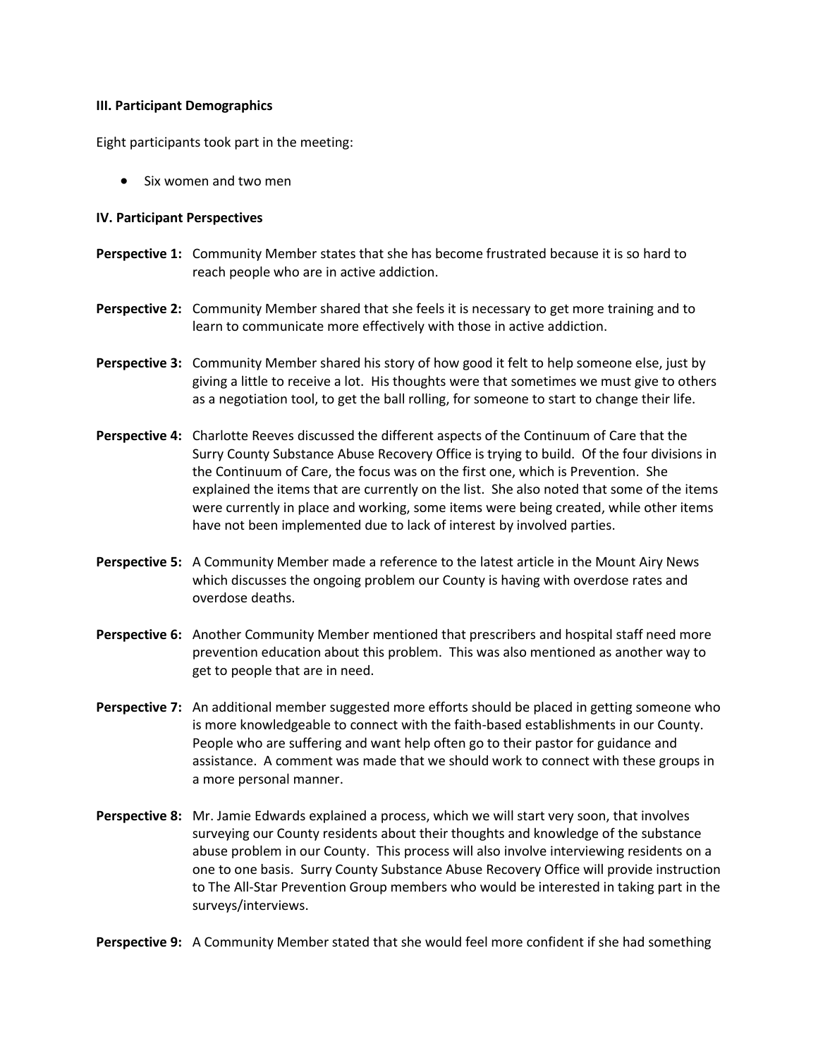**III. Participant Demographics**

Eight participants took part in the meeting:

- Six women and two men

**IV. Participant Perspectives**

**Perspective 1:** Community Member states that she has become frustrated because it is so hard to reach people who are in active addiction.

**Perspective 2:** Community Member shared that she feels it is necessary to get more training and to learn to communicate more effectively with those in active addiction.

**Perspective 3:** Community Member shared his story of how good it felt to help someone else, just by giving a little to receive a lot. His thoughts were that sometimes we must give to others as a negotiation tool, to get the ball rolling, for someone to start to change their life.

**Perspective 4:** Charlotte Reeves discussed the different aspects of the Continuum of Care that the Surry County Substance Abuse Recovery Office is trying to build. Of the four divisions in the Continuum of Care, the focus was on the first one, which is Prevention. She explained the items that are currently on the list. She also noted that some of the items were currently in place and working, some items were being created, while other items have not been implemented due to lack of interest by involved parties.

**Perspective 5:** A Community Member made a reference to the latest article in the Mount Airy News which discusses the ongoing problem our County is having with overdose rates and overdose deaths.

**Perspective 6:** Another Community Member mentioned that prescribers and hospital staff need more prevention education about this problem. This was also mentioned as another way to get to people that are in need.

**Perspective 7:** An additional member suggested more efforts should be placed in getting someone who is more knowledgeable to connect with the faith-based establishments in our County. People who are suffering and want help often go to their pastor for guidance and assistance. A comment was made that we should work to connect with these groups in a more personal manner.

**Perspective 8:** Mr. Jamie Edwards explained a process, which we will start very soon, that involves surveying our County residents about their thoughts and knowledge of the substance abuse problem in our County. This process will also involve interviewing residents on a one to one basis. Surry County Substance Abuse Recovery Office will provide instruction to The All-Star Prevention Group members who would be interested in taking part in the surveys/interviews.

**Perspective 9:** A Community Member stated that she would feel more confident if she had something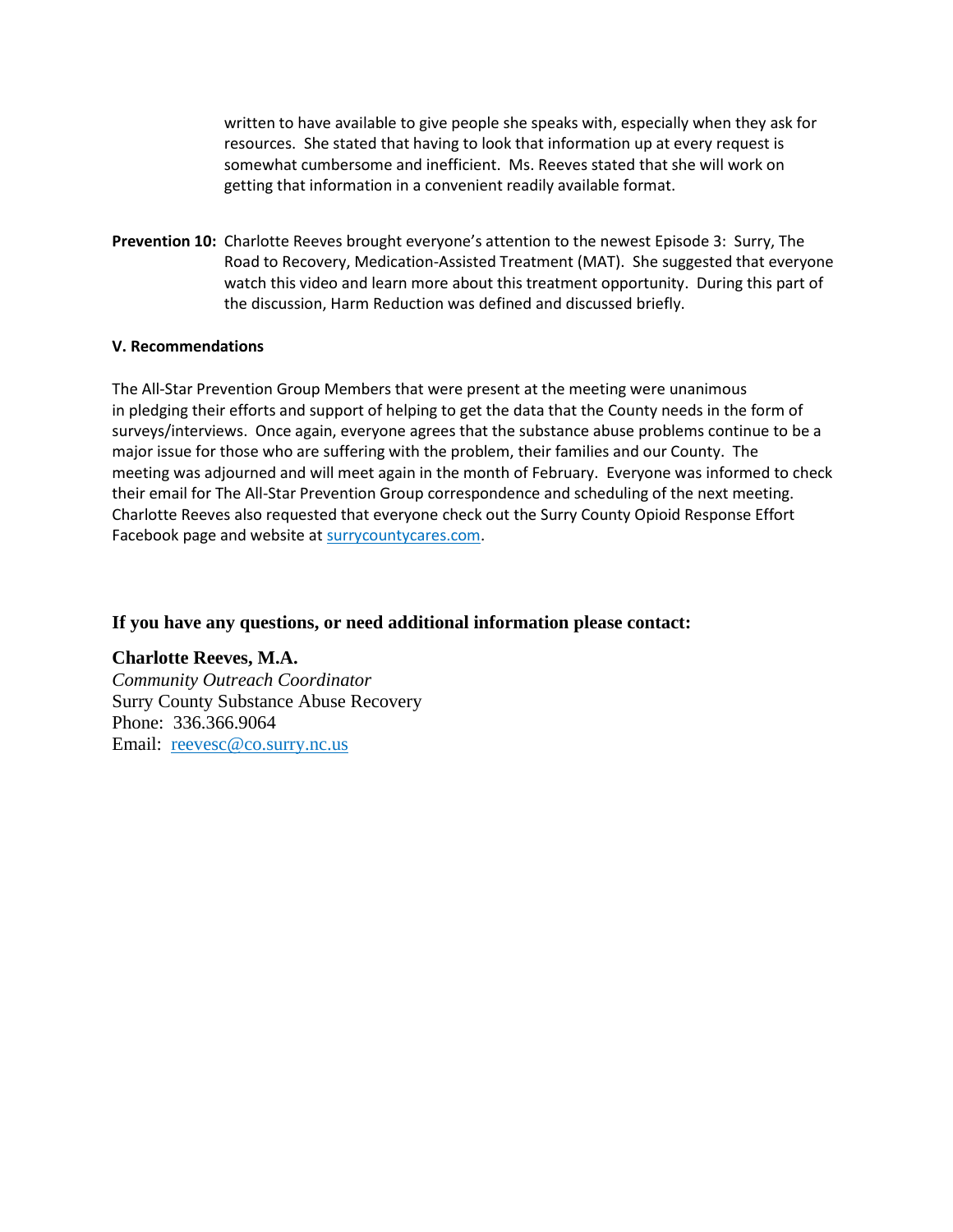written to have available to give people she speaks with, especially when they ask for resources. She stated that having to look that information up at every request is somewhat cumbersome and inefficient. Ms. Reeves stated that she will work on getting that information in a convenient readily available format.

**Prevention 10:** Charlotte Reeves brought everyone's attention to the newest Episode 3: Surry, The Road to Recovery, Medication-Assisted Treatment (MAT). She suggested that everyone watch this video and learn more about this treatment opportunity. During this part of the discussion, Harm Reduction was defined and discussed briefly.

**V. Recommendations**

The All-Star Prevention Group Members that were present at the meeting were unanimous in pledging their efforts and support of helping to get the data that the County needs in the form of surveys/interviews. Once again, everyone agrees that the substance abuse problems continue to be a major issue for those who are suffering with the problem, their families and our County. The meeting was adjourned and will meet again in the month of February. Everyone was informed to check their email for The All-Star Prevention Group correspondence and scheduling of the next meeting. Charlotte Reeves also requested that everyone check out the Surry County Opioid Response Effort Facebook page and website at surrycountycares.com.

**If you have any questions, or need additional information please contact:**

**Charlotte Reeves, M.A.**
*Community Outreach Coordinator*
Surry County Substance Abuse Recovery
Phone: 336.366.9064
Email: reevesc@co.surry.nc.us